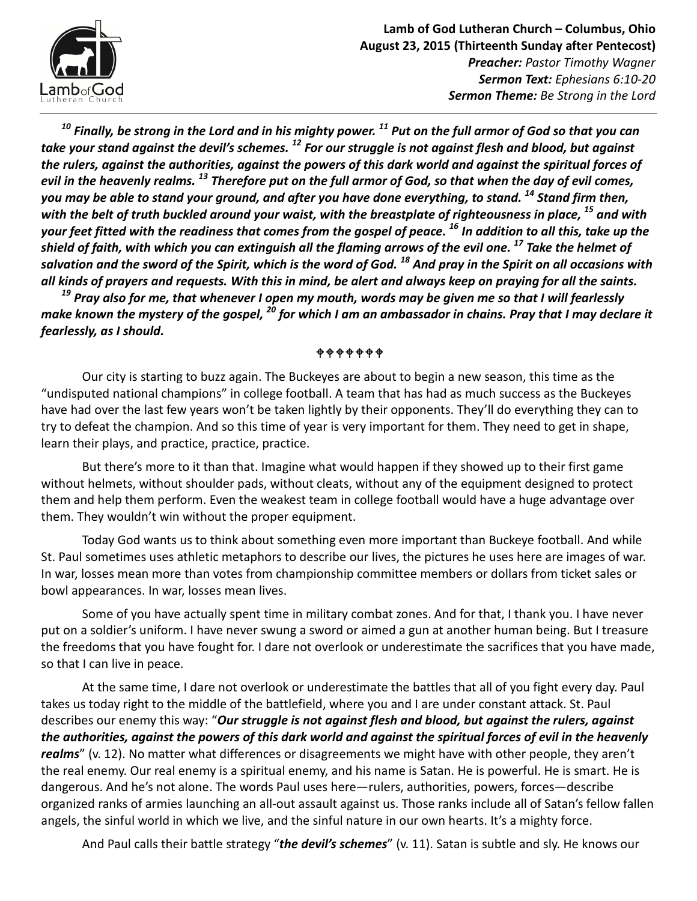**Lamb of God Lutheran Church – Columbus, Ohio**
**August 23, 2015 (Thirteenth Sunday after Pentecost)**
***Preacher:*** *Pastor Timothy Wagner*
***Sermon Text:*** *Ephesians 6:10-20*
***Sermon Theme:*** *Be Strong in the Lord*

***[10] Finally, be strong in the Lord and in his mighty power. [11] Put on the full armor of God so that you can take your stand against the devil's schemes. [12] For our struggle is not against flesh and blood, but against the rulers, against the authorities, against the powers of this dark world and against the spiritual forces of evil in the heavenly realms. [13] Therefore put on the full armor of God, so that when the day of evil comes, you may be able to stand your ground, and after you have done everything, to stand. [14] Stand firm then, with the belt of truth buckled around your waist, with the breastplate of righteousness in place, [15] and with your feet fitted with the readiness that comes from the gospel of peace. [16] In addition to all this, take up the shield of faith, with which you can extinguish all the flaming arrows of the evil one. [17] Take the helmet of salvation and the sword of the Spirit, which is the word of God. [18] And pray in the Spirit on all occasions with all kinds of prayers and requests. With this in mind, be alert and always keep on praying for all the saints.***

***[19] Pray also for me, that whenever I open my mouth, words may be given me so that I will fearlessly make known the mystery of the gospel, [20] for which I am an ambassador in chains. Pray that I may declare it fearlessly, as I should.***

✠✠✠✠✠✠✠

Our city is starting to buzz again. The Buckeyes are about to begin a new season, this time as the "undisputed national champions" in college football. A team that has had as much success as the Buckeyes have had over the last few years won't be taken lightly by their opponents. They'll do everything they can to try to defeat the champion. And so this time of year is very important for them. They need to get in shape, learn their plays, and practice, practice, practice.

But there's more to it than that. Imagine what would happen if they showed up to their first game without helmets, without shoulder pads, without cleats, without any of the equipment designed to protect them and help them perform. Even the weakest team in college football would have a huge advantage over them. They wouldn't win without the proper equipment.

Today God wants us to think about something even more important than Buckeye football. And while St. Paul sometimes uses athletic metaphors to describe our lives, the pictures he uses here are images of war. In war, losses mean more than votes from championship committee members or dollars from ticket sales or bowl appearances. In war, losses mean lives.

Some of you have actually spent time in military combat zones. And for that, I thank you. I have never put on a soldier's uniform. I have never swung a sword or aimed a gun at another human being. But I treasure the freedoms that you have fought for. I dare not overlook or underestimate the sacrifices that you have made, so that I can live in peace.

At the same time, I dare not overlook or underestimate the battles that all of you fight every day. Paul takes us today right to the middle of the battlefield, where you and I are under constant attack. St. Paul describes our enemy this way: "***Our struggle is not against flesh and blood, but against the rulers, against the authorities, against the powers of this dark world and against the spiritual forces of evil in the heavenly realms***" (v. 12). No matter what differences or disagreements we might have with other people, they aren't the real enemy. Our real enemy is a spiritual enemy, and his name is Satan. He is powerful. He is smart. He is dangerous. And he's not alone. The words Paul uses here—rulers, authorities, powers, forces—describe organized ranks of armies launching an all-out assault against us. Those ranks include all of Satan's fellow fallen angels, the sinful world in which we live, and the sinful nature in our own hearts. It's a mighty force.

And Paul calls their battle strategy "***the devil's schemes***" (v. 11). Satan is subtle and sly. He knows our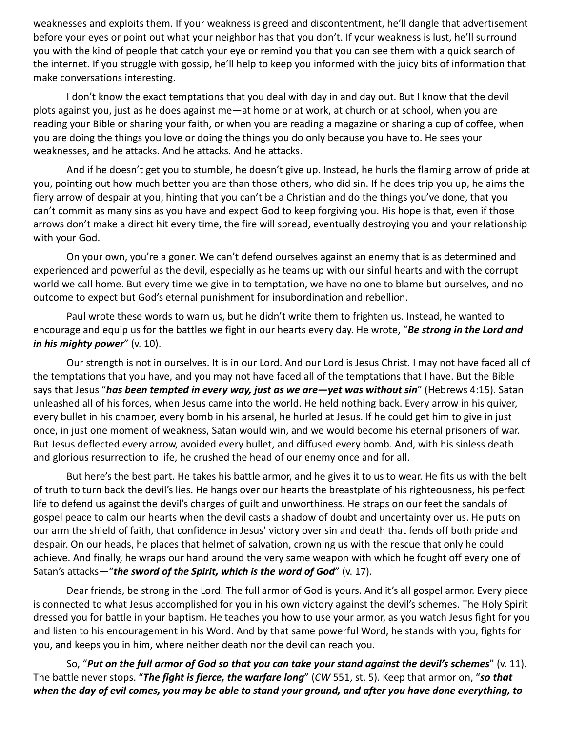weaknesses and exploits them. If your weakness is greed and discontentment, he'll dangle that advertisement before your eyes or point out what your neighbor has that you don't. If your weakness is lust, he'll surround you with the kind of people that catch your eye or remind you that you can see them with a quick search of the internet. If you struggle with gossip, he'll help to keep you informed with the juicy bits of information that make conversations interesting.

I don't know the exact temptations that you deal with day in and day out. But I know that the devil plots against you, just as he does against me—at home or at work, at church or at school, when you are reading your Bible or sharing your faith, or when you are reading a magazine or sharing a cup of coffee, when you are doing the things you love or doing the things you do only because you have to. He sees your weaknesses, and he attacks. And he attacks. And he attacks.

And if he doesn't get you to stumble, he doesn't give up. Instead, he hurls the flaming arrow of pride at you, pointing out how much better you are than those others, who did sin. If he does trip you up, he aims the fiery arrow of despair at you, hinting that you can't be a Christian and do the things you've done, that you can't commit as many sins as you have and expect God to keep forgiving you. His hope is that, even if those arrows don't make a direct hit every time, the fire will spread, eventually destroying you and your relationship with your God.

On your own, you're a goner. We can't defend ourselves against an enemy that is as determined and experienced and powerful as the devil, especially as he teams up with our sinful hearts and with the corrupt world we call home. But every time we give in to temptation, we have no one to blame but ourselves, and no outcome to expect but God's eternal punishment for insubordination and rebellion.

Paul wrote these words to warn us, but he didn't write them to frighten us. Instead, he wanted to encourage and equip us for the battles we fight in our hearts every day. He wrote, "***Be strong in the Lord and in his mighty power***" (v. 10).

Our strength is not in ourselves. It is in our Lord. And our Lord is Jesus Christ. I may not have faced all of the temptations that you have, and you may not have faced all of the temptations that I have. But the Bible says that Jesus "***has been tempted in every way, just as we are—yet was without sin***" (Hebrews 4:15). Satan unleashed all of his forces, when Jesus came into the world. He held nothing back. Every arrow in his quiver, every bullet in his chamber, every bomb in his arsenal, he hurled at Jesus. If he could get him to give in just once, in just one moment of weakness, Satan would win, and we would become his eternal prisoners of war. But Jesus deflected every arrow, avoided every bullet, and diffused every bomb. And, with his sinless death and glorious resurrection to life, he crushed the head of our enemy once and for all.

But here's the best part. He takes his battle armor, and he gives it to us to wear. He fits us with the belt of truth to turn back the devil's lies. He hangs over our hearts the breastplate of his righteousness, his perfect life to defend us against the devil's charges of guilt and unworthiness. He straps on our feet the sandals of gospel peace to calm our hearts when the devil casts a shadow of doubt and uncertainty over us. He puts on our arm the shield of faith, that confidence in Jesus' victory over sin and death that fends off both pride and despair. On our heads, he places that helmet of salvation, crowning us with the rescue that only he could achieve. And finally, he wraps our hand around the very same weapon with which he fought off every one of Satan's attacks—"***the sword of the Spirit, which is the word of God***" (v. 17).

Dear friends, be strong in the Lord. The full armor of God is yours. And it's all gospel armor. Every piece is connected to what Jesus accomplished for you in his own victory against the devil's schemes. The Holy Spirit dressed you for battle in your baptism. He teaches you how to use your armor, as you watch Jesus fight for you and listen to his encouragement in his Word. And by that same powerful Word, he stands with you, fights for you, and keeps you in him, where neither death nor the devil can reach you.

So, "***Put on the full armor of God so that you can take your stand against the devil's schemes***" (v. 11). The battle never stops. "***The fight is fierce, the warfare long***" (*CW* 551, st. 5). Keep that armor on, "***so that when the day of evil comes, you may be able to stand your ground, and after you have done everything, to***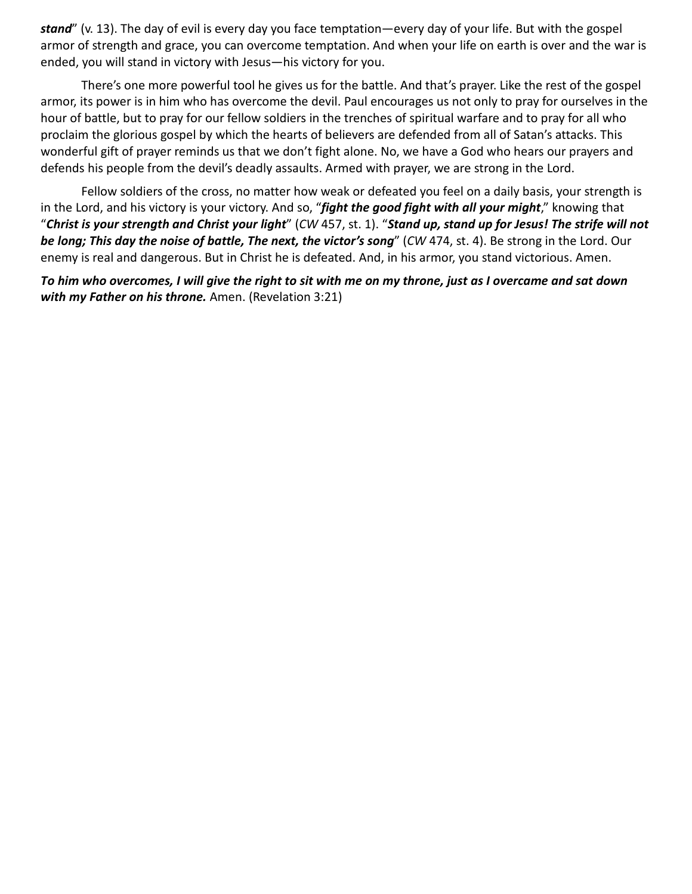***stand***" (v. 13). The day of evil is every day you face temptation—every day of your life. But with the gospel armor of strength and grace, you can overcome temptation. And when your life on earth is over and the war is ended, you will stand in victory with Jesus—his victory for you.

There's one more powerful tool he gives us for the battle. And that's prayer. Like the rest of the gospel armor, its power is in him who has overcome the devil. Paul encourages us not only to pray for ourselves in the hour of battle, but to pray for our fellow soldiers in the trenches of spiritual warfare and to pray for all who proclaim the glorious gospel by which the hearts of believers are defended from all of Satan's attacks. This wonderful gift of prayer reminds us that we don't fight alone. No, we have a God who hears our prayers and defends his people from the devil's deadly assaults. Armed with prayer, we are strong in the Lord.

Fellow soldiers of the cross, no matter how weak or defeated you feel on a daily basis, your strength is in the Lord, and his victory is your victory. And so, "***fight the good fight with all your might***," knowing that "***Christ is your strength and Christ your light***" (*CW* 457, st. 1). "***Stand up, stand up for Jesus! The strife will not be long; This day the noise of battle, The next, the victor's song***" (*CW* 474, st. 4). Be strong in the Lord. Our enemy is real and dangerous. But in Christ he is defeated. And, in his armor, you stand victorious. Amen.

***To him who overcomes, I will give the right to sit with me on my throne, just as I overcame and sat down with my Father on his throne.*** Amen. (Revelation 3:21)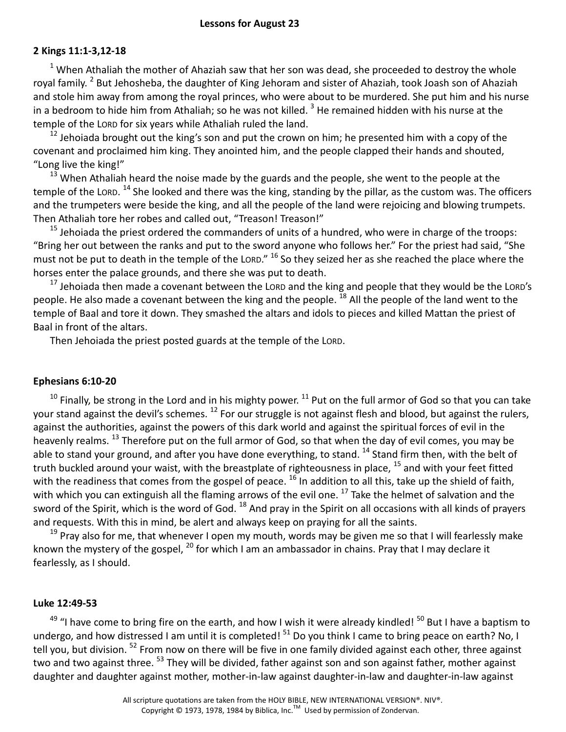**Lessons for August 23**

**2 Kings 11:1-3,12-18**

[1] When Athaliah the mother of Ahaziah saw that her son was dead, she proceeded to destroy the whole royal family. [2] But Jehosheba, the daughter of King Jehoram and sister of Ahaziah, took Joash son of Ahaziah and stole him away from among the royal princes, who were about to be murdered. She put him and his nurse in a bedroom to hide him from Athaliah; so he was not killed. [3] He remained hidden with his nurse at the temple of the LORD for six years while Athaliah ruled the land.

[12] Jehoiada brought out the king's son and put the crown on him; he presented him with a copy of the covenant and proclaimed him king. They anointed him, and the people clapped their hands and shouted, "Long live the king!"

[13] When Athaliah heard the noise made by the guards and the people, she went to the people at the temple of the LORD. [14] She looked and there was the king, standing by the pillar, as the custom was. The officers and the trumpeters were beside the king, and all the people of the land were rejoicing and blowing trumpets. Then Athaliah tore her robes and called out, "Treason! Treason!"

[15] Jehoiada the priest ordered the commanders of units of a hundred, who were in charge of the troops: "Bring her out between the ranks and put to the sword anyone who follows her." For the priest had said, "She must not be put to death in the temple of the LORD." [16] So they seized her as she reached the place where the horses enter the palace grounds, and there she was put to death.

[17] Jehoiada then made a covenant between the LORD and the king and people that they would be the LORD's people. He also made a covenant between the king and the people. [18] All the people of the land went to the temple of Baal and tore it down. They smashed the altars and idols to pieces and killed Mattan the priest of Baal in front of the altars.

Then Jehoiada the priest posted guards at the temple of the LORD.

**Ephesians 6:10-20**

[10] Finally, be strong in the Lord and in his mighty power. [11] Put on the full armor of God so that you can take your stand against the devil's schemes. [12] For our struggle is not against flesh and blood, but against the rulers, against the authorities, against the powers of this dark world and against the spiritual forces of evil in the heavenly realms. [13] Therefore put on the full armor of God, so that when the day of evil comes, you may be able to stand your ground, and after you have done everything, to stand. [14] Stand firm then, with the belt of truth buckled around your waist, with the breastplate of righteousness in place, [15] and with your feet fitted with the readiness that comes from the gospel of peace. [16] In addition to all this, take up the shield of faith, with which you can extinguish all the flaming arrows of the evil one. [17] Take the helmet of salvation and the sword of the Spirit, which is the word of God. [18] And pray in the Spirit on all occasions with all kinds of prayers and requests. With this in mind, be alert and always keep on praying for all the saints.

[19] Pray also for me, that whenever I open my mouth, words may be given me so that I will fearlessly make known the mystery of the gospel, [20] for which I am an ambassador in chains. Pray that I may declare it fearlessly, as I should.

**Luke 12:49-53**

[49] "I have come to bring fire on the earth, and how I wish it were already kindled! [50] But I have a baptism to undergo, and how distressed I am until it is completed! [51] Do you think I came to bring peace on earth? No, I tell you, but division. [52] From now on there will be five in one family divided against each other, three against two and two against three. [53] They will be divided, father against son and son against father, mother against daughter and daughter against mother, mother-in-law against daughter-in-law and daughter-in-law against

All scripture quotations are taken from the HOLY BIBLE, NEW INTERNATIONAL VERSION®. NIV®. Copyright © 1973, 1978, 1984 by Biblica, Inc.™ Used by permission of Zondervan.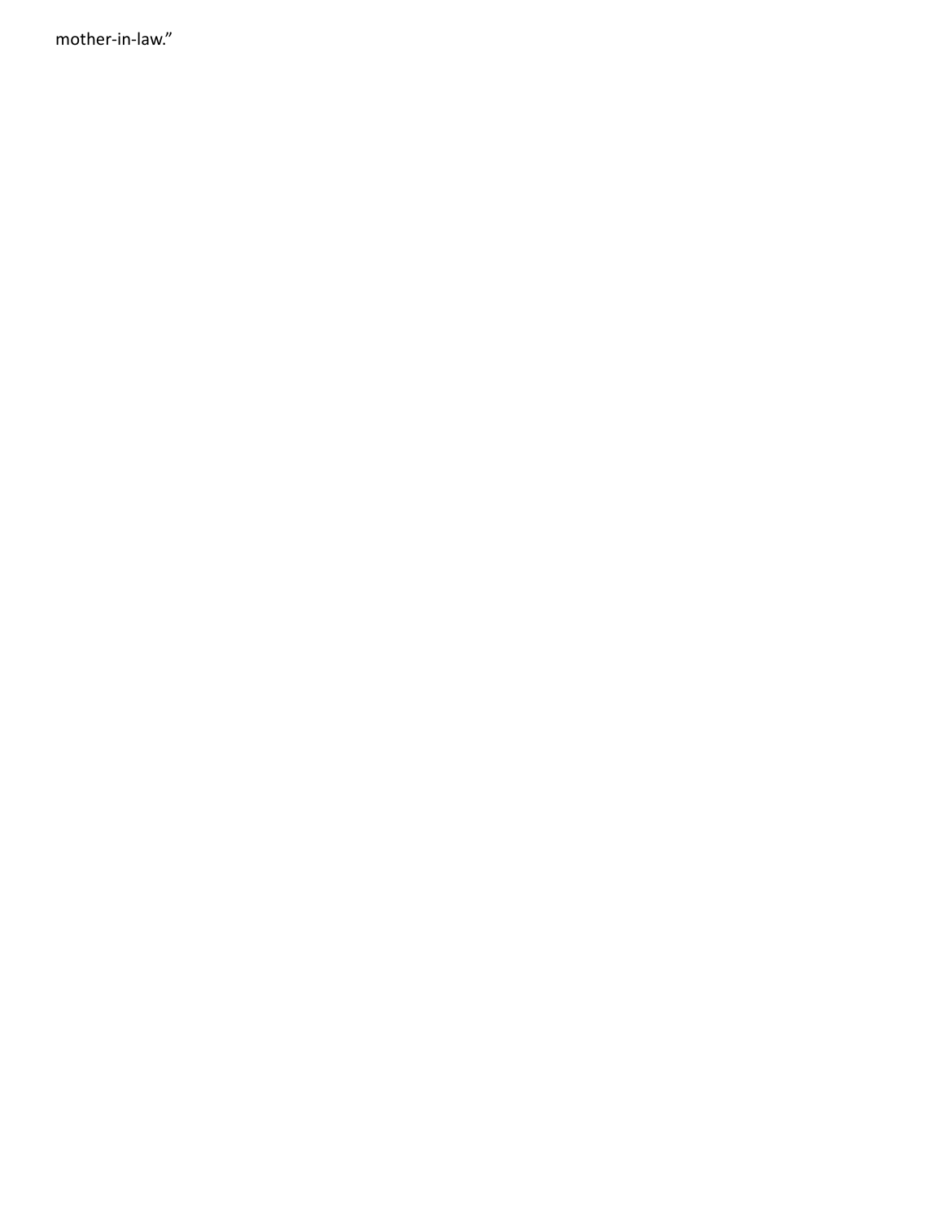mother-in-law.”